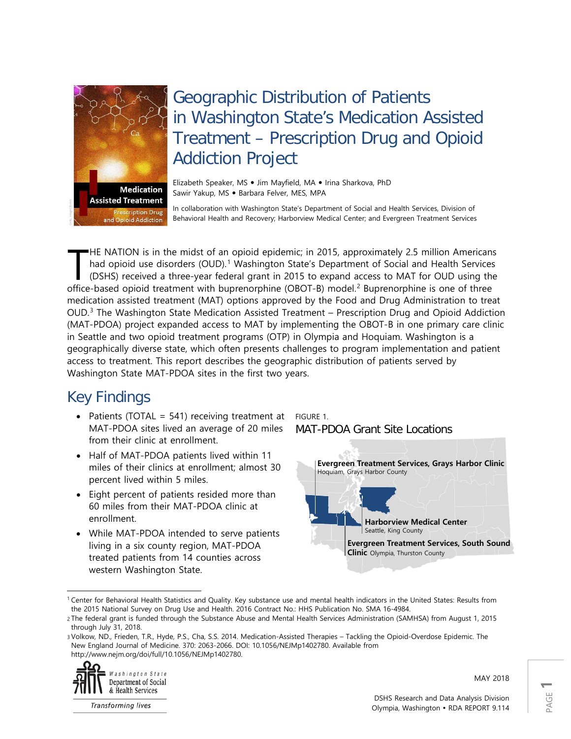# Geographic Distribution of Patients in Washington State's Medication Assisted Treatment – Prescription Drug and Opioid Addiction Project

Elizabeth Speaker, MS • Jim Mayfield, MA • Irina Sharkova, PhD
Sawir Yakup, MS • Barbara Felver, MES, MPA

In collaboration with Washington State's Department of Social and Health Services, Division of Behavioral Health and Recovery; Harborview Medical Center; and Evergreen Treatment Services

THE NATION is in the midst of an opioid epidemic; in 2015, approximately 2.5 million Americans had opioid use disorders (OUD).[1] Washington State's Department of Social and Health Services (DSHS) received a three-year federal grant in 2015 to expand access to MAT for OUD using the office-based opioid treatment with buprenorphine (OBOT-B) model.[2] Buprenorphine is one of three medication assisted treatment (MAT) options approved by the Food and Drug Administration to treat OUD.[3] The Washington State Medication Assisted Treatment – Prescription Drug and Opioid Addiction (MAT-PDOA) project expanded access to MAT by implementing the OBOT-B in one primary care clinic in Seattle and two opioid treatment programs (OTP) in Olympia and Hoquiam. Washington is a geographically diverse state, which often presents challenges to program implementation and patient access to treatment. This report describes the geographic distribution of patients served by Washington State MAT-PDOA sites in the first two years.

## Key Findings

- Patients (TOTAL = 541) receiving treatment at MAT-PDOA sites lived an average of 20 miles from their clinic at enrollment.
- Half of MAT-PDOA patients lived within 11 miles of their clinics at enrollment; almost 30 percent lived within 5 miles.
- Eight percent of patients resided more than 60 miles from their MAT-PDOA clinic at enrollment.
- While MAT-PDOA intended to serve patients living in a six county region, MAT-PDOA treated patients from 14 counties across western Washington State.

FIGURE 1.
MAT-PDOA Grant Site Locations

**Evergreen Treatment Services, Grays Harbor Clinic**
Hoquiam, Grays Harbor County

**Harborview Medical Center**
Seattle, King County

**Evergreen Treatment Services, South Sound Clinic** Olympia, Thurston County

---

[1] Center for Behavioral Health Statistics and Quality. Key substance use and mental health indicators in the United States: Results from the 2015 National Survey on Drug Use and Health. 2016 Contract No.: HHS Publication No. SMA 16-4984.

[2] The federal grant is funded through the Substance Abuse and Mental Health Services Administration (SAMHSA) from August 1, 2015 through July 31, 2018.

[3] Volkow, N.D., Frieden, T.R., Hyde, P.S., Cha, S.S. 2014. Medication-Assisted Therapies – Tackling the Opioid-Overdose Epidemic. The New England Journal of Medicine. 370: 2063-2066. DOI: 10.1056/NEJMp1402780. Available from http://www.nejm.org/doi/full/10.1056/NEJMp1402780.

Washington State Department of Social & Health Services
Transforming lives

MAY 2018

DSHS Research and Data Analysis Division
Olympia, Washington • RDA REPORT 9.114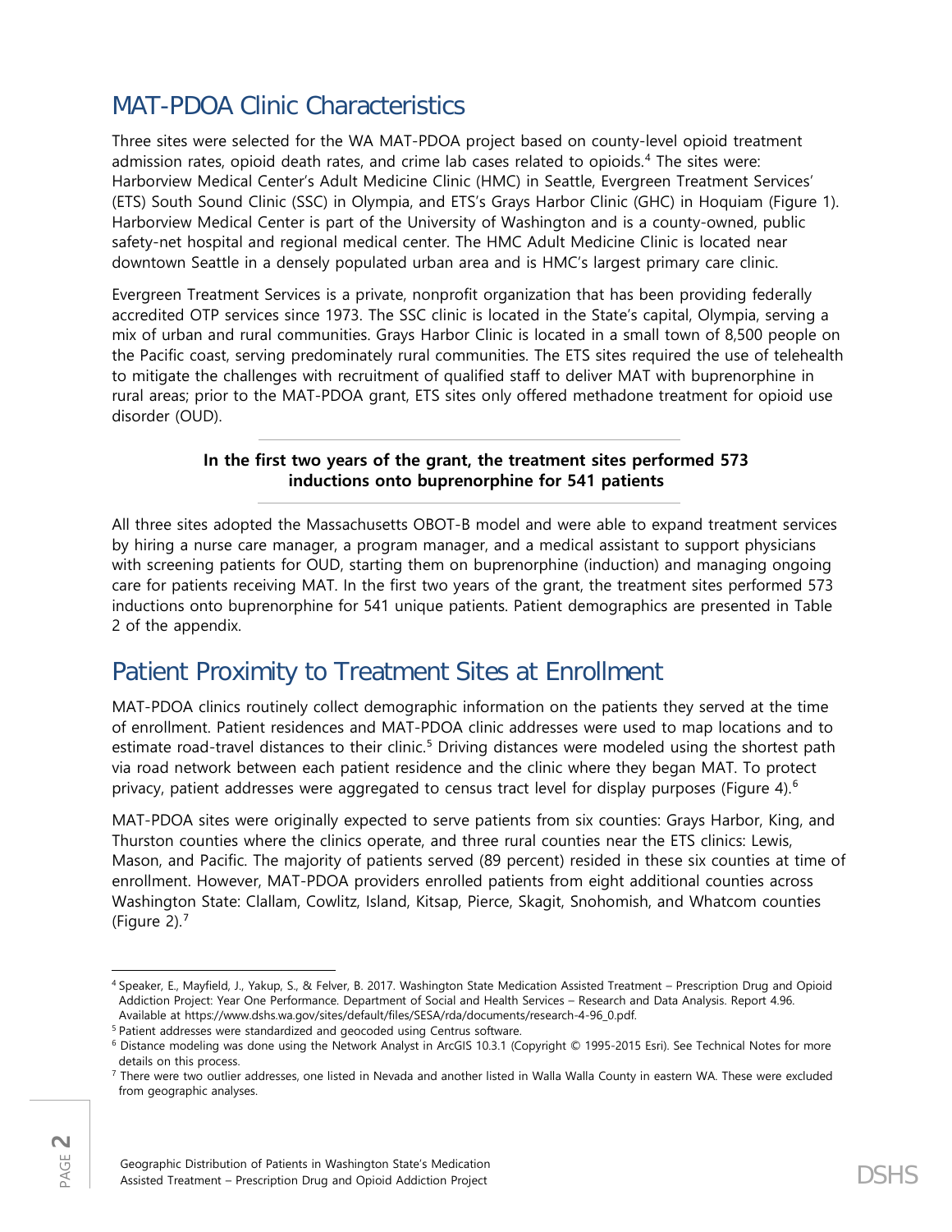## MAT-PDOA Clinic Characteristics

Three sites were selected for the WA MAT-PDOA project based on county-level opioid treatment admission rates, opioid death rates, and crime lab cases related to opioids.[4] The sites were: Harborview Medical Center's Adult Medicine Clinic (HMC) in Seattle, Evergreen Treatment Services' (ETS) South Sound Clinic (SSC) in Olympia, and ETS's Grays Harbor Clinic (GHC) in Hoquiam (Figure 1). Harborview Medical Center is part of the University of Washington and is a county-owned, public safety-net hospital and regional medical center. The HMC Adult Medicine Clinic is located near downtown Seattle in a densely populated urban area and is HMC's largest primary care clinic.

Evergreen Treatment Services is a private, nonprofit organization that has been providing federally accredited OTP services since 1973. The SSC clinic is located in the State's capital, Olympia, serving a mix of urban and rural communities. Grays Harbor Clinic is located in a small town of 8,500 people on the Pacific coast, serving predominately rural communities. The ETS sites required the use of telehealth to mitigate the challenges with recruitment of qualified staff to deliver MAT with buprenorphine in rural areas; prior to the MAT-PDOA grant, ETS sites only offered methadone treatment for opioid use disorder (OUD).

**In the first two years of the grant, the treatment sites performed 573 inductions onto buprenorphine for 541 patients**

All three sites adopted the Massachusetts OBOT-B model and were able to expand treatment services by hiring a nurse care manager, a program manager, and a medical assistant to support physicians with screening patients for OUD, starting them on buprenorphine (induction) and managing ongoing care for patients receiving MAT. In the first two years of the grant, the treatment sites performed 573 inductions onto buprenorphine for 541 unique patients. Patient demographics are presented in Table 2 of the appendix.

## Patient Proximity to Treatment Sites at Enrollment

MAT-PDOA clinics routinely collect demographic information on the patients they served at the time of enrollment. Patient residences and MAT-PDOA clinic addresses were used to map locations and to estimate road-travel distances to their clinic.[5] Driving distances were modeled using the shortest path via road network between each patient residence and the clinic where they began MAT. To protect privacy, patient addresses were aggregated to census tract level for display purposes (Figure 4).[6]

MAT-PDOA sites were originally expected to serve patients from six counties: Grays Harbor, King, and Thurston counties where the clinics operate, and three rural counties near the ETS clinics: Lewis, Mason, and Pacific. The majority of patients served (89 percent) resided in these six counties at time of enrollment. However, MAT-PDOA providers enrolled patients from eight additional counties across Washington State: Clallam, Cowlitz, Island, Kitsap, Pierce, Skagit, Snohomish, and Whatcom counties (Figure 2).[7]

---

[4] Speaker, E., Mayfield, J., Yakup, S., & Felver, B. 2017. Washington State Medication Assisted Treatment – Prescription Drug and Opioid Addiction Project: Year One Performance. Department of Social and Health Services – Research and Data Analysis. Report 4.96. Available at https://www.dshs.wa.gov/sites/default/files/SESA/rda/documents/research-4-96_0.pdf.

[5] Patient addresses were standardized and geocoded using Centrus software.

[6] Distance modeling was done using the Network Analyst in ArcGIS 10.3.1 (Copyright © 1995-2015 Esri). See Technical Notes for more details on this process.

[7] There were two outlier addresses, one listed in Nevada and another listed in Walla Walla County in eastern WA. These were excluded from geographic analyses.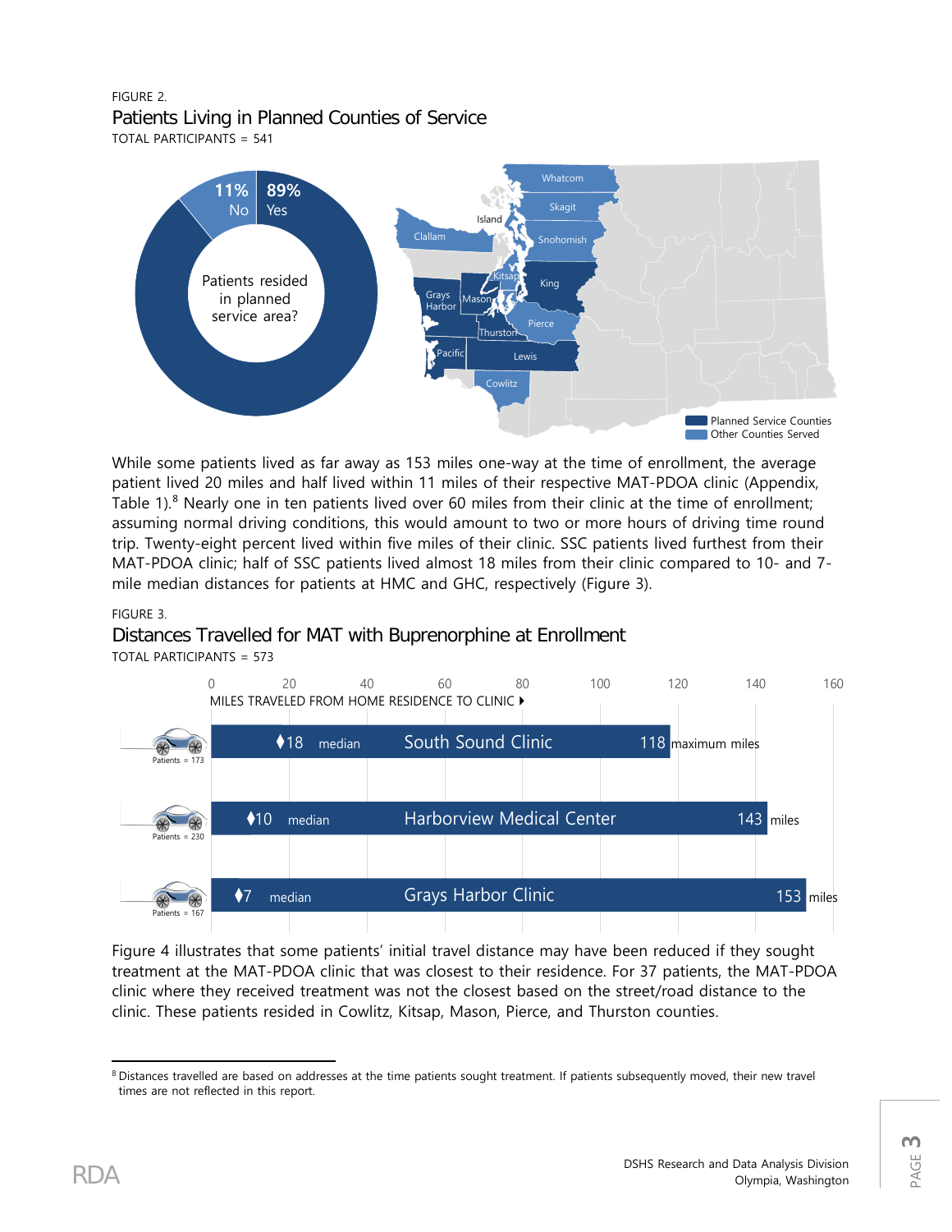FIGURE 2.

## Patients Living in Planned Counties of Service

TOTAL PARTICIPANTS = 541

11% No

89% Yes

Patients resided in planned service area?

Whatcom
Skagit
Island
Snohomish
Clallam
Kitsap
King
Grays Harbor
Mason
Pierce
Thurston
Pacific
Lewis
Cowlitz

Planned Service Counties
Other Counties Served

While some patients lived as far away as 153 miles one-way at the time of enrollment, the average patient lived 20 miles and half lived within 11 miles of their respective MAT-PDOA clinic (Appendix, Table 1).[8] Nearly one in ten patients lived over 60 miles from their clinic at the time of enrollment; assuming normal driving conditions, this would amount to two or more hours of driving time round trip. Twenty-eight percent lived within five miles of their clinic. SSC patients lived furthest from their MAT-PDOA clinic; half of SSC patients lived almost 18 miles from their clinic compared to 10- and 7-mile median distances for patients at HMC and GHC, respectively (Figure 3).

FIGURE 3.

## Distances Travelled for MAT with Buprenorphine at Enrollment

TOTAL PARTICIPANTS = 573

0 20 40 60 80 100 120 140 160

MILES TRAVELED FROM HOME RESIDENCE TO CLINIC ▸

Patients = 173 ♦18 median South Sound Clinic 118 maximum miles

Patients = 230 ♦10 median Harborview Medical Center 143 miles

Patients = 167 ♦7 median Grays Harbor Clinic 153 miles

Figure 4 illustrates that some patients' initial travel distance may have been reduced if they sought treatment at the MAT-PDOA clinic that was closest to their residence. For 37 patients, the MAT-PDOA clinic where they received treatment was not the closest based on the street/road distance to the clinic. These patients resided in Cowlitz, Kitsap, Mason, Pierce, and Thurston counties.

[8] Distances travelled are based on addresses at the time patients sought treatment. If patients subsequently moved, their new travel times are not reflected in this report.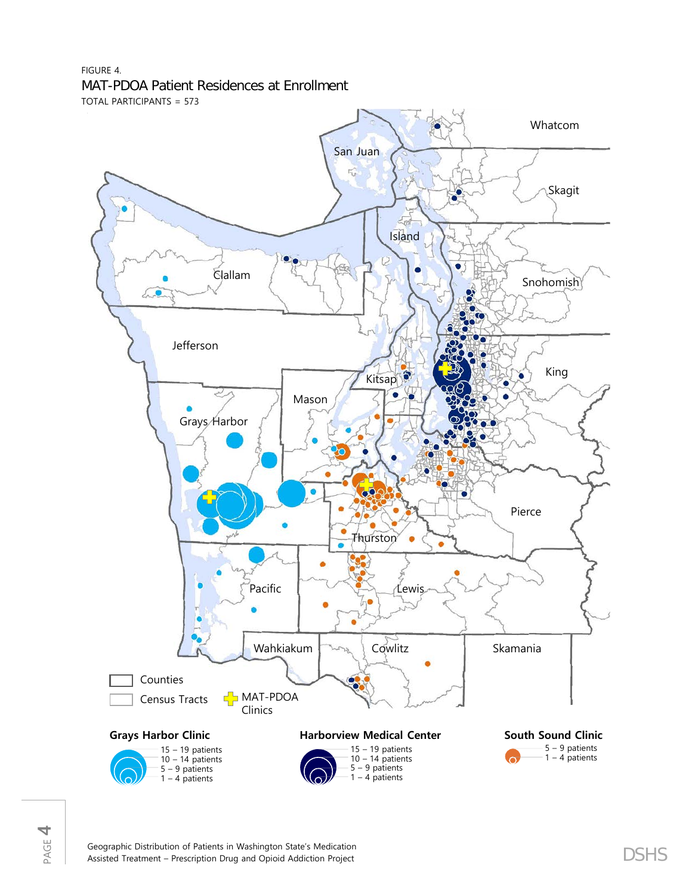FIGURE 4.

## MAT-PDOA Patient Residences at Enrollment

TOTAL PARTICIPANTS = 573

Whatcom
San Juan
Skagit
Island
Clallam
Snohomish
Jefferson
King
Kitsap
Mason
Grays Harbor
Pierce
Thurston
Pacific
Lewis
Wahkiakum
Cowlitz
Skamania

Counties
Census Tracts
MAT-PDOA Clinics

**Grays Harbor Clinic**
- 15 – 19 patients
- 10 – 14 patients
- 5 – 9 patients
- 1 – 4 patients

**Harborview Medical Center**
- 15 – 19 patients
- 10 – 14 patients
- 5 – 9 patients
- 1 – 4 patients

**South Sound Clinic**
- 5 – 9 patients
- 1 – 4 patients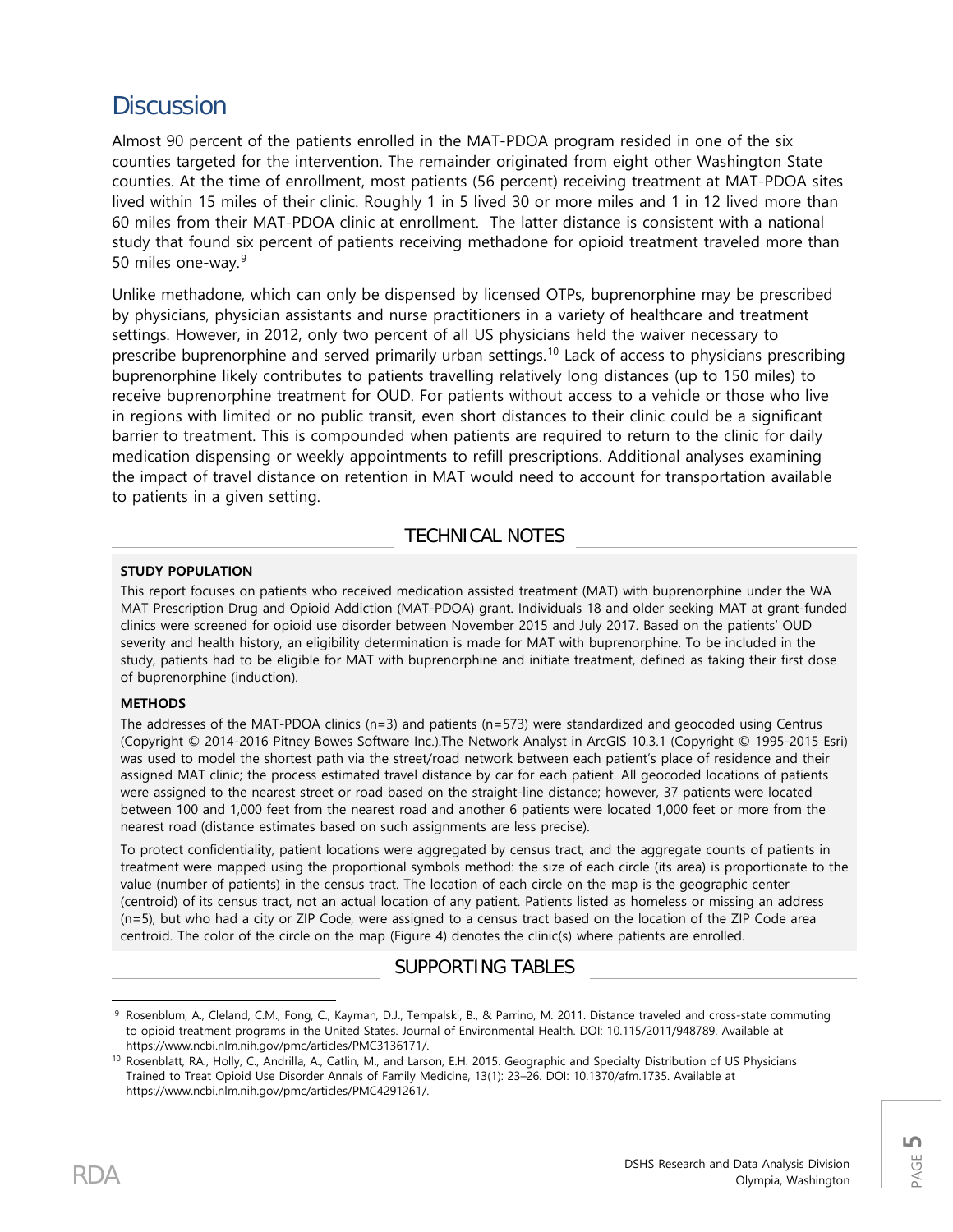# Discussion

Almost 90 percent of the patients enrolled in the MAT-PDOA program resided in one of the six counties targeted for the intervention. The remainder originated from eight other Washington State counties. At the time of enrollment, most patients (56 percent) receiving treatment at MAT-PDOA sites lived within 15 miles of their clinic. Roughly 1 in 5 lived 30 or more miles and 1 in 12 lived more than 60 miles from their MAT-PDOA clinic at enrollment. The latter distance is consistent with a national study that found six percent of patients receiving methadone for opioid treatment traveled more than 50 miles one-way.[9]

Unlike methadone, which can only be dispensed by licensed OTPs, buprenorphine may be prescribed by physicians, physician assistants and nurse practitioners in a variety of healthcare and treatment settings. However, in 2012, only two percent of all US physicians held the waiver necessary to prescribe buprenorphine and served primarily urban settings.[10] Lack of access to physicians prescribing buprenorphine likely contributes to patients travelling relatively long distances (up to 150 miles) to receive buprenorphine treatment for OUD. For patients without access to a vehicle or those who live in regions with limited or no public transit, even short distances to their clinic could be a significant barrier to treatment. This is compounded when patients are required to return to the clinic for daily medication dispensing or weekly appointments to refill prescriptions. Additional analyses examining the impact of travel distance on retention in MAT would need to account for transportation available to patients in a given setting.

## TECHNICAL NOTES

**STUDY POPULATION**

This report focuses on patients who received medication assisted treatment (MAT) with buprenorphine under the WA MAT Prescription Drug and Opioid Addiction (MAT-PDOA) grant. Individuals 18 and older seeking MAT at grant-funded clinics were screened for opioid use disorder between November 2015 and July 2017. Based on the patients' OUD severity and health history, an eligibility determination is made for MAT with buprenorphine. To be included in the study, patients had to be eligible for MAT with buprenorphine and initiate treatment, defined as taking their first dose of buprenorphine (induction).

**METHODS**

The addresses of the MAT-PDOA clinics (n=3) and patients (n=573) were standardized and geocoded using Centrus (Copyright © 2014-2016 Pitney Bowes Software Inc.).The Network Analyst in ArcGIS 10.3.1 (Copyright © 1995-2015 Esri) was used to model the shortest path via the street/road network between each patient's place of residence and their assigned MAT clinic; the process estimated travel distance by car for each patient. All geocoded locations of patients were assigned to the nearest street or road based on the straight-line distance; however, 37 patients were located between 100 and 1,000 feet from the nearest road and another 6 patients were located 1,000 feet or more from the nearest road (distance estimates based on such assignments are less precise).

To protect confidentiality, patient locations were aggregated by census tract, and the aggregate counts of patients in treatment were mapped using the proportional symbols method: the size of each circle (its area) is proportionate to the value (number of patients) in the census tract. The location of each circle on the map is the geographic center (centroid) of its census tract, not an actual location of any patient. Patients listed as homeless or missing an address (n=5), but who had a city or ZIP Code, were assigned to a census tract based on the location of the ZIP Code area centroid. The color of the circle on the map (Figure 4) denotes the clinic(s) where patients are enrolled.

## SUPPORTING TABLES

[9] Rosenblum, A., Cleland, C.M., Fong, C., Kayman, D.J., Tempalski, B., & Parrino, M. 2011. Distance traveled and cross-state commuting to opioid treatment programs in the United States. Journal of Environmental Health. DOI: 10.115/2011/948789. Available at https://www.ncbi.nlm.nih.gov/pmc/articles/PMC3136171/.

[10] Rosenblatt, RA., Holly, C., Andrilla, A., Catlin, M., and Larson, E.H. 2015. Geographic and Specialty Distribution of US Physicians Trained to Treat Opioid Use Disorder Annals of Family Medicine, 13(1): 23–26. DOI: 10.1370/afm.1735. Available at https://www.ncbi.nlm.nih.gov/pmc/articles/PMC4291261/.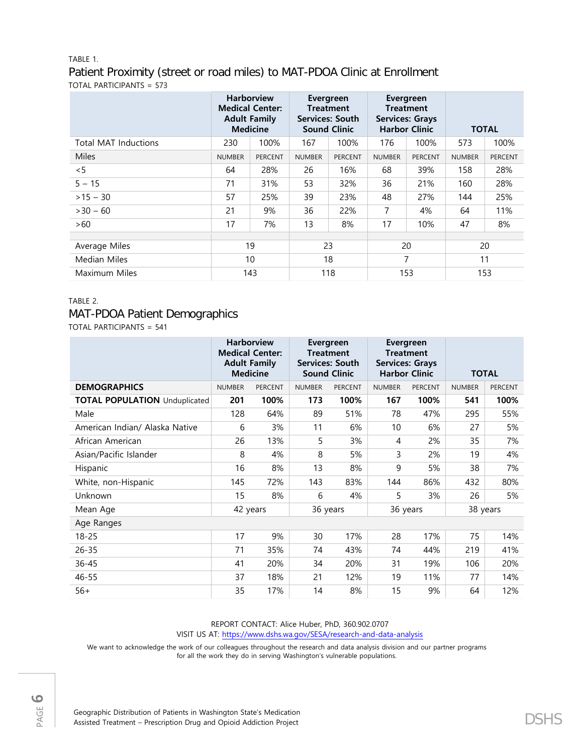TABLE 1.

## Patient Proximity (street or road miles) to MAT-PDOA Clinic at Enrollment

TOTAL PARTICIPANTS = 573

| | Harborview Medical Center: Adult Family Medicine | | Evergreen Treatment Services: South Sound Clinic | | Evergreen Treatment Services: Grays Harbor Clinic | | TOTAL | |
|---|---|---|---|---|---|---|---|---|
| Total MAT Inductions | 230 | 100% | 167 | 100% | 176 | 100% | 573 | 100% |
| Miles | NUMBER | PERCENT | NUMBER | PERCENT | NUMBER | PERCENT | NUMBER | PERCENT |
| <5 | 64 | 28% | 26 | 16% | 68 | 39% | 158 | 28% |
| 5 – 15 | 71 | 31% | 53 | 32% | 36 | 21% | 160 | 28% |
| >15 – 30 | 57 | 25% | 39 | 23% | 48 | 27% | 144 | 25% |
| >30 – 60 | 21 | 9% | 36 | 22% | 7 | 4% | 64 | 11% |
| >60 | 17 | 7% | 13 | 8% | 17 | 10% | 47 | 8% |
| Average Miles | 19 | | 23 | | 20 | | 20 | |
| Median Miles | 10 | | 18 | | 7 | | 11 | |
| Maximum Miles | 143 | | 118 | | 153 | | 153 | |

TABLE 2.

## MAT-PDOA Patient Demographics

TOTAL PARTICIPANTS = 541

| | Harborview Medical Center: Adult Family Medicine | | Evergreen Treatment Services: South Sound Clinic | | Evergreen Treatment Services: Grays Harbor Clinic | | TOTAL | |
|---|---|---|---|---|---|---|---|---|
| **DEMOGRAPHICS** | NUMBER | PERCENT | NUMBER | PERCENT | NUMBER | PERCENT | NUMBER | PERCENT |
| **TOTAL POPULATION** Unduplicated | **201** | **100%** | **173** | **100%** | **167** | **100%** | **541** | **100%** |
| Male | 128 | 64% | 89 | 51% | 78 | 47% | 295 | 55% |
| American Indian/ Alaska Native | 6 | 3% | 11 | 6% | 10 | 6% | 27 | 5% |
| African American | 26 | 13% | 5 | 3% | 4 | 2% | 35 | 7% |
| Asian/Pacific Islander | 8 | 4% | 8 | 5% | 3 | 2% | 19 | 4% |
| Hispanic | 16 | 8% | 13 | 8% | 9 | 5% | 38 | 7% |
| White, non-Hispanic | 145 | 72% | 143 | 83% | 144 | 86% | 432 | 80% |
| Unknown | 15 | 8% | 6 | 4% | 5 | 3% | 26 | 5% |
| Mean Age | 42 years | | 36 years | | 36 years | | 38 years | |
| Age Ranges | | | | | | | | |
| 18-25 | 17 | 9% | 30 | 17% | 28 | 17% | 75 | 14% |
| 26-35 | 71 | 35% | 74 | 43% | 74 | 44% | 219 | 41% |
| 36-45 | 41 | 20% | 34 | 20% | 31 | 19% | 106 | 20% |
| 46-55 | 37 | 18% | 21 | 12% | 19 | 11% | 77 | 14% |
| 56+ | 35 | 17% | 14 | 8% | 15 | 9% | 64 | 12% |

REPORT CONTACT: Alice Huber, PhD, 360.902.0707

VISIT US AT: https://www.dshs.wa.gov/SESA/research-and-data-analysis

We want to acknowledge the work of our colleagues throughout the research and data analysis division and our partner programs for all the work they do in serving Washington's vulnerable populations.